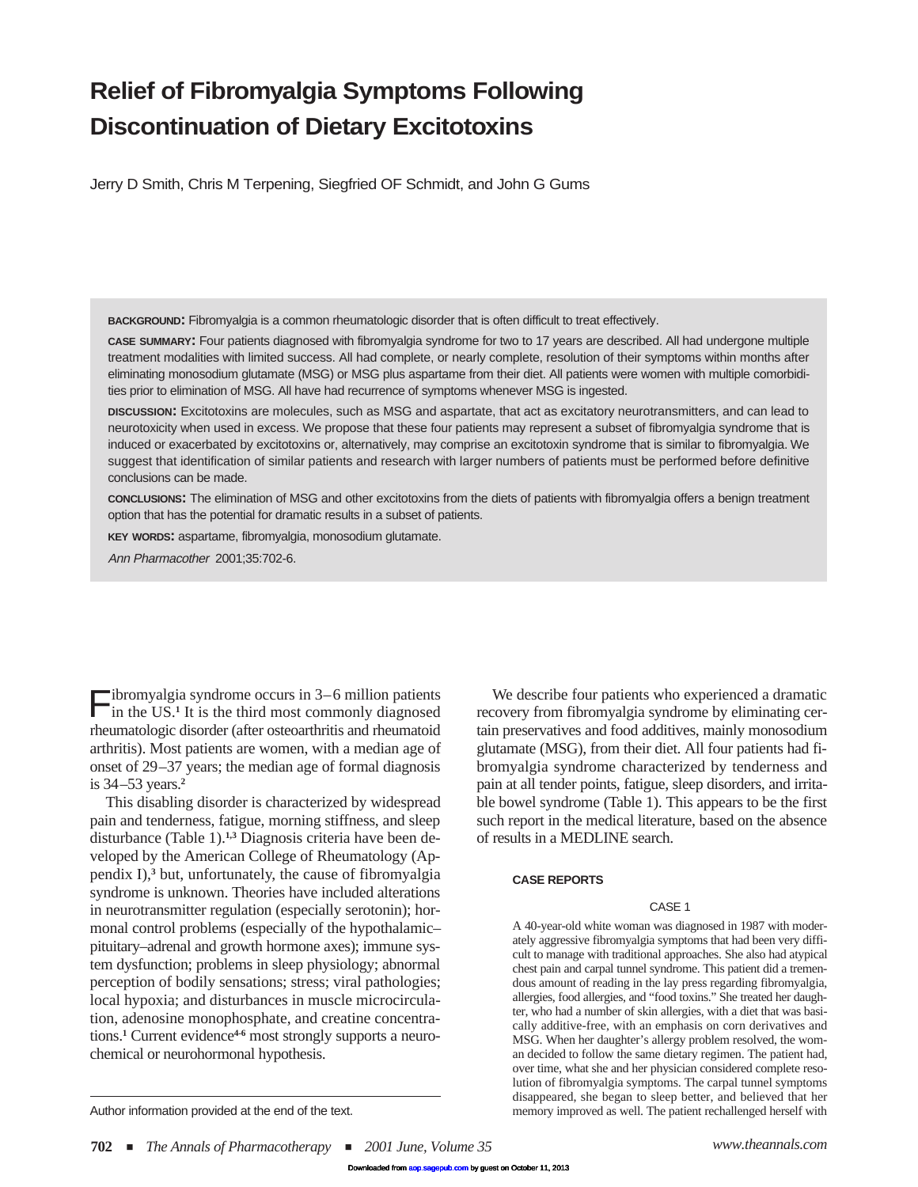# Relief of Fibromyalgia Symptoms Following Discontinuation of Dietary Excitotoxins

Jerry D Smith, Chris M Terpening, Siegfried OF Schmidt, and John G Gums

**BACKGROUND:** Fibromyalgia is a common rheumatologic disorder that is often difficult to treat effectively.

**CASE SUMMARY:** Four patients diagnosed with fibromyalgia syndrome for two to 17 years are described. All had undergone multiple treatment modalities with limited success. All had complete, or nearly complete, resolution of their symptoms within months after eliminating monosodium glutamate (MSG) or MSG plus aspartame from their diet. All patients were women with multiple comorbidities prior to elimination of MSG. All have had recurrence of symptoms whenever MSG is ingested.

**DISCUSSION:** Excitotoxins are molecules, such as MSG and aspartate, that act as excitatory neurotransmitters, and can lead to neurotoxicity when used in excess. We propose that these four patients may represent a subset of fibromyalgia syndrome that is induced or exacerbated by excitotoxins or, alternatively, may comprise an excitotoxin syndrome that is similar to fibromyalgia. We suggest that identification of similar patients and research with larger numbers of patients must be performed before definitive conclusions can be made.

**CONCLUSIONS:** The elimination of MSG and other excitotoxins from the diets of patients with fibromyalgia offers a benign treatment option that has the potential for dramatic results in a subset of patients.

**KEY WORDS:** aspartame, fibromyalgia, monosodium glutamate.

*Ann Pharmacother* 2001;35:702-6.

Fibromyalgia syndrome occurs in 3–6 million patients in the US.[1] It is the third most commonly diagnosed rheumatologic disorder (after osteoarthritis and rheumatoid arthritis). Most patients are women, with a median age of onset of 29–37 years; the median age of formal diagnosis is 34–53 years.[2]

This disabling disorder is characterized by widespread pain and tenderness, fatigue, morning stiffness, and sleep disturbance (Table 1).[1,3] Diagnosis criteria have been developed by the American College of Rheumatology (Appendix I),[3] but, unfortunately, the cause of fibromyalgia syndrome is unknown. Theories have included alterations in neurotransmitter regulation (especially serotonin); hormonal control problems (especially of the hypothalamic–pituitary–adrenal and growth hormone axes); immune system dysfunction; problems in sleep physiology; abnormal perception of bodily sensations; stress; viral pathologies; local hypoxia; and disturbances in muscle microcirculation, adenosine monophosphate, and creatine concentrations.[1] Current evidence[4-6] most strongly supports a neurochemical or neurohormonal hypothesis.

We describe four patients who experienced a dramatic recovery from fibromyalgia syndrome by eliminating certain preservatives and food additives, mainly monosodium glutamate (MSG), from their diet. All four patients had fibromyalgia syndrome characterized by tenderness and pain at all tender points, fatigue, sleep disorders, and irritable bowel syndrome (Table 1). This appears to be the first such report in the medical literature, based on the absence of results in a MEDLINE search.

## CASE REPORTS

### CASE 1

A 40-year-old white woman was diagnosed in 1987 with moderately aggressive fibromyalgia symptoms that had been very difficult to manage with traditional approaches. She also had atypical chest pain and carpal tunnel syndrome. This patient did a tremendous amount of reading in the lay press regarding fibromyalgia, allergies, food allergies, and "food toxins." She treated her daughter, who had a number of skin allergies, with a diet that was basically additive-free, with an emphasis on corn derivatives and MSG. When her daughter's allergy problem resolved, the woman decided to follow the same dietary regimen. The patient had, over time, what she and her physician considered complete resolution of fibromyalgia symptoms. The carpal tunnel symptoms disappeared, she began to sleep better, and believed that her memory improved as well. The patient rechallenged herself with

Author information provided at the end of the text.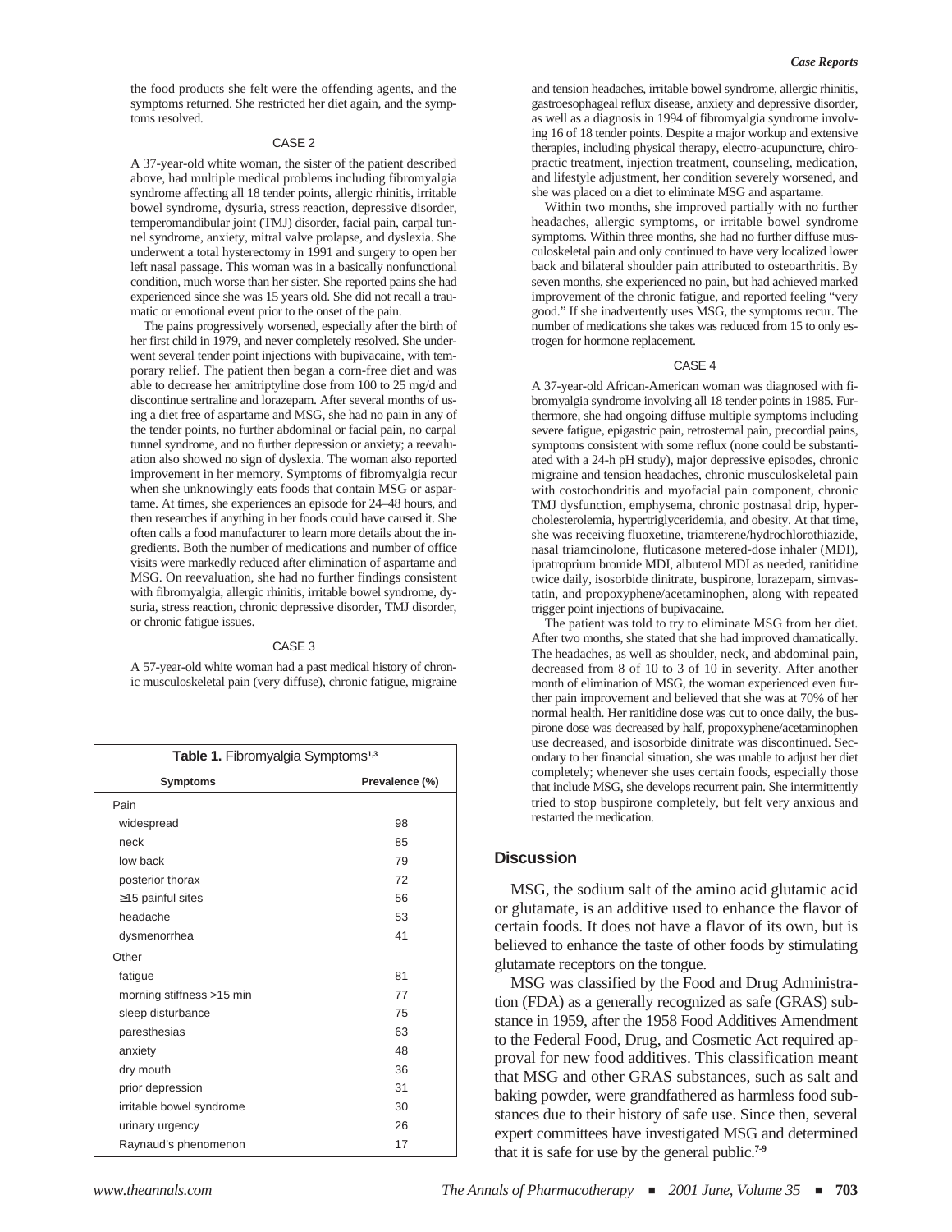the food products she felt were the offending agents, and the symptoms returned. She restricted her diet again, and the symptoms resolved.

### CASE 2

A 37-year-old white woman, the sister of the patient described above, had multiple medical problems including fibromyalgia syndrome affecting all 18 tender points, allergic rhinitis, irritable bowel syndrome, dysuria, stress reaction, depressive disorder, temperomandibular joint (TMJ) disorder, facial pain, carpal tunnel syndrome, anxiety, mitral valve prolapse, and dyslexia. She underwent a total hysterectomy in 1991 and surgery to open her left nasal passage. This woman was in a basically nonfunctional condition, much worse than her sister. She reported pains she had experienced since she was 15 years old. She did not recall a traumatic or emotional event prior to the onset of the pain.

The pains progressively worsened, especially after the birth of her first child in 1979, and never completely resolved. She underwent several tender point injections with bupivacaine, with temporary relief. The patient then began a corn-free diet and was able to decrease her amitriptyline dose from 100 to 25 mg/d and discontinue sertraline and lorazepam. After several months of using a diet free of aspartame and MSG, she had no pain in any of the tender points, no further abdominal or facial pain, no carpal tunnel syndrome, and no further depression or anxiety; a reevaluation also showed no sign of dyslexia. The woman also reported improvement in her memory. Symptoms of fibromyalgia recur when she unknowingly eats foods that contain MSG or aspartame. At times, she experiences an episode for 24–48 hours, and then researches if anything in her foods could have caused it. She often calls a food manufacturer to learn more details about the ingredients. Both the number of medications and number of office visits were markedly reduced after elimination of aspartame and MSG. On reevaluation, she had no further findings consistent with fibromyalgia, allergic rhinitis, irritable bowel syndrome, dysuria, stress reaction, chronic depressive disorder, TMJ disorder, or chronic fatigue issues.

### CASE 3

A 57-year-old white woman had a past medical history of chronic musculoskeletal pain (very diffuse), chronic fatigue, migraine and tension headaches, irritable bowel syndrome, allergic rhinitis, gastroesophageal reflux disease, anxiety and depressive disorder, as well as a diagnosis in 1994 of fibromyalgia syndrome involving 16 of 18 tender points. Despite a major workup and extensive therapies, including physical therapy, electro-acupuncture, chiropractic treatment, injection treatment, counseling, medication, and lifestyle adjustment, her condition severely worsened, and she was placed on a diet to eliminate MSG and aspartame.

Within two months, she improved partially with no further headaches, allergic symptoms, or irritable bowel syndrome symptoms. Within three months, she had no further diffuse musculoskeletal pain and only continued to have very localized lower back and bilateral shoulder pain attributed to osteoarthritis. By seven months, she experienced no pain, but had achieved marked improvement of the chronic fatigue, and reported feeling "very good." If she inadvertently uses MSG, the symptoms recur. The number of medications she takes was reduced from 15 to only estrogen for hormone replacement.

### CASE 4

A 37-year-old African-American woman was diagnosed with fibromyalgia syndrome involving all 18 tender points in 1985. Furthermore, she had ongoing diffuse multiple symptoms including severe fatigue, epigastric pain, retrosternal pain, precordial pains, symptoms consistent with some reflux (none could be substantiated with a 24-h pH study), major depressive episodes, chronic migraine and tension headaches, chronic musculoskeletal pain with costochondritis and myofacial pain component, chronic TMJ dysfunction, emphysema, chronic postnasal drip, hypercholesterolemia, hypertriglyceridemia, and obesity. At that time, she was receiving fluoxetine, triamterene/hydrochlorothiazide, nasal triamcinolone, fluticasone metered-dose inhaler (MDI), ipratropium bromide MDI, albuterol MDI as needed, ranitidine twice daily, isosorbide dinitrate, buspirone, lorazepam, simvastatin, and propoxyphene/acetaminophen, along with repeated trigger point injections of bupivacaine.

The patient was told to try to eliminate MSG from her diet. After two months, she stated that she had improved dramatically. The headaches, as well as shoulder, neck, and abdominal pain, decreased from 8 of 10 to 3 of 10 in severity. After another month of elimination of MSG, the woman experienced even further pain improvement and believed that she was at 70% of her normal health. Her ranitidine dose was cut to once daily, the buspirone dose was decreased by half, propoxyphene/acetaminophen use decreased, and isosorbide dinitrate was discontinued. Secondary to her financial situation, she was unable to adjust her diet completely; whenever she uses certain foods, especially those that include MSG, she develops recurrent pain. She intermittently tried to stop buspirone completely, but felt very anxious and restarted the medication.

**Table 1.** Fibromyalgia Symptoms[1,3]

| Symptoms | Prevalence (%) |
|---|---|
| Pain | |
| widespread | 98 |
| neck | 85 |
| low back | 79 |
| posterior thorax | 72 |
| ≥15 painful sites | 56 |
| headache | 53 |
| dysmenorrhea | 41 |
| Other | |
| fatigue | 81 |
| morning stiffness >15 min | 77 |
| sleep disturbance | 75 |
| paresthesias | 63 |
| anxiety | 48 |
| dry mouth | 36 |
| prior depression | 31 |
| irritable bowel syndrome | 30 |
| urinary urgency | 26 |
| Raynaud's phenomenon | 17 |

## Discussion

MSG, the sodium salt of the amino acid glutamic acid or glutamate, is an additive used to enhance the flavor of certain foods. It does not have a flavor of its own, but is believed to enhance the taste of other foods by stimulating glutamate receptors on the tongue.

MSG was classified by the Food and Drug Administration (FDA) as a generally recognized as safe (GRAS) substance in 1959, after the 1958 Food Additives Amendment to the Federal Food, Drug, and Cosmetic Act required approval for new food additives. This classification meant that MSG and other GRAS substances, such as salt and baking powder, were grandfathered as harmless food substances due to their history of safe use. Since then, several expert committees have investigated MSG and determined that it is safe for use by the general public.[7-9]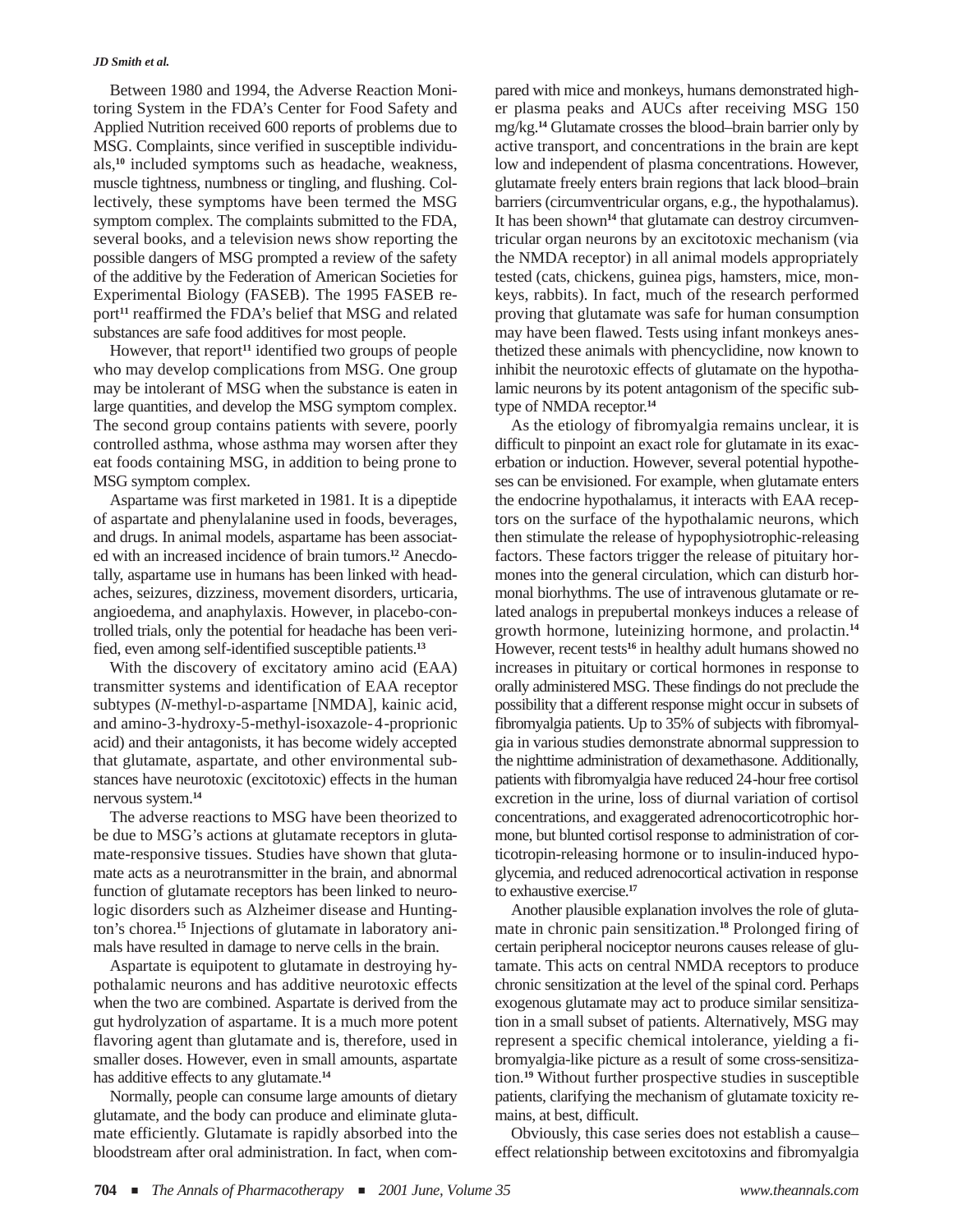Between 1980 and 1994, the Adverse Reaction Monitoring System in the FDA's Center for Food Safety and Applied Nutrition received 600 reports of problems due to MSG. Complaints, since verified in susceptible individuals,[10] included symptoms such as headache, weakness, muscle tightness, numbness or tingling, and flushing. Collectively, these symptoms have been termed the MSG symptom complex. The complaints submitted to the FDA, several books, and a television news show reporting the possible dangers of MSG prompted a review of the safety of the additive by the Federation of American Societies for Experimental Biology (FASEB). The 1995 FASEB report[11] reaffirmed the FDA's belief that MSG and related substances are safe food additives for most people.

However, that report[11] identified two groups of people who may develop complications from MSG. One group may be intolerant of MSG when the substance is eaten in large quantities, and develop the MSG symptom complex. The second group contains patients with severe, poorly controlled asthma, whose asthma may worsen after they eat foods containing MSG, in addition to being prone to MSG symptom complex.

Aspartame was first marketed in 1981. It is a dipeptide of aspartate and phenylalanine used in foods, beverages, and drugs. In animal models, aspartame has been associated with an increased incidence of brain tumors.[12] Anecdotally, aspartame use in humans has been linked with headaches, seizures, dizziness, movement disorders, urticaria, angioedema, and anaphylaxis. However, in placebo-controlled trials, only the potential for headache has been verified, even among self-identified susceptible patients.[13]

With the discovery of excitatory amino acid (EAA) transmitter systems and identification of EAA receptor subtypes (*N*-methyl-D-aspartame [NMDA], kainic acid, and amino-3-hydroxy-5-methyl-isoxazole-4-proprionic acid) and their antagonists, it has become widely accepted that glutamate, aspartate, and other environmental substances have neurotoxic (excitotoxic) effects in the human nervous system.[14]

The adverse reactions to MSG have been theorized to be due to MSG's actions at glutamate receptors in glutamate-responsive tissues. Studies have shown that glutamate acts as a neurotransmitter in the brain, and abnormal function of glutamate receptors has been linked to neurologic disorders such as Alzheimer disease and Huntington's chorea.[15] Injections of glutamate in laboratory animals have resulted in damage to nerve cells in the brain.

Aspartate is equipotent to glutamate in destroying hypothalamic neurons and has additive neurotoxic effects when the two are combined. Aspartate is derived from the gut hydrolyzation of aspartame. It is a much more potent flavoring agent than glutamate and is, therefore, used in smaller doses. However, even in small amounts, aspartate has additive effects to any glutamate.[14]

Normally, people can consume large amounts of dietary glutamate, and the body can produce and eliminate glutamate efficiently. Glutamate is rapidly absorbed into the bloodstream after oral administration. In fact, when compared with mice and monkeys, humans demonstrated higher plasma peaks and AUCs after receiving MSG 150 mg/kg.[14] Glutamate crosses the blood–brain barrier only by active transport, and concentrations in the brain are kept low and independent of plasma concentrations. However, glutamate freely enters brain regions that lack blood–brain barriers (circumventricular organs, e.g., the hypothalamus). It has been shown[14] that glutamate can destroy circumventricular organ neurons by an excitotoxic mechanism (via the NMDA receptor) in all animal models appropriately tested (cats, chickens, guinea pigs, hamsters, mice, monkeys, rabbits). In fact, much of the research performed proving that glutamate was safe for human consumption may have been flawed. Tests using infant monkeys anesthetized these animals with phencyclidine, now known to inhibit the neurotoxic effects of glutamate on the hypothalamic neurons by its potent antagonism of the specific subtype of NMDA receptor.[14]

As the etiology of fibromyalgia remains unclear, it is difficult to pinpoint an exact role for glutamate in its exacerbation or induction. However, several potential hypotheses can be envisioned. For example, when glutamate enters the endocrine hypothalamus, it interacts with EAA receptors on the surface of the hypothalamic neurons, which then stimulate the release of hypophysiotrophic-releasing factors. These factors trigger the release of pituitary hormones into the general circulation, which can disturb hormonal biorhythms. The use of intravenous glutamate or related analogs in prepubertal monkeys induces a release of growth hormone, luteinizing hormone, and prolactin.[14] However, recent tests[16] in healthy adult humans showed no increases in pituitary or cortical hormones in response to orally administered MSG. These findings do not preclude the possibility that a different response might occur in subsets of fibromyalgia patients. Up to 35% of subjects with fibromyalgia in various studies demonstrate abnormal suppression to the nighttime administration of dexamethasone. Additionally, patients with fibromyalgia have reduced 24-hour free cortisol excretion in the urine, loss of diurnal variation of cortisol concentrations, and exaggerated adrenocorticotrophic hormone, but blunted cortisol response to administration of corticotropin-releasing hormone or to insulin-induced hypoglycemia, and reduced adrenocortical activation in response to exhaustive exercise.[17]

Another plausible explanation involves the role of glutamate in chronic pain sensitization.[18] Prolonged firing of certain peripheral nociceptor neurons causes release of glutamate. This acts on central NMDA receptors to produce chronic sensitization at the level of the spinal cord. Perhaps exogenous glutamate may act to produce similar sensitization in a small subset of patients. Alternatively, MSG may represent a specific chemical intolerance, yielding a fibromyalgia-like picture as a result of some cross-sensitization.[19] Without further prospective studies in susceptible patients, clarifying the mechanism of glutamate toxicity remains, at best, difficult.

Obviously, this case series does not establish a cause–effect relationship between excitotoxins and fibromyalgia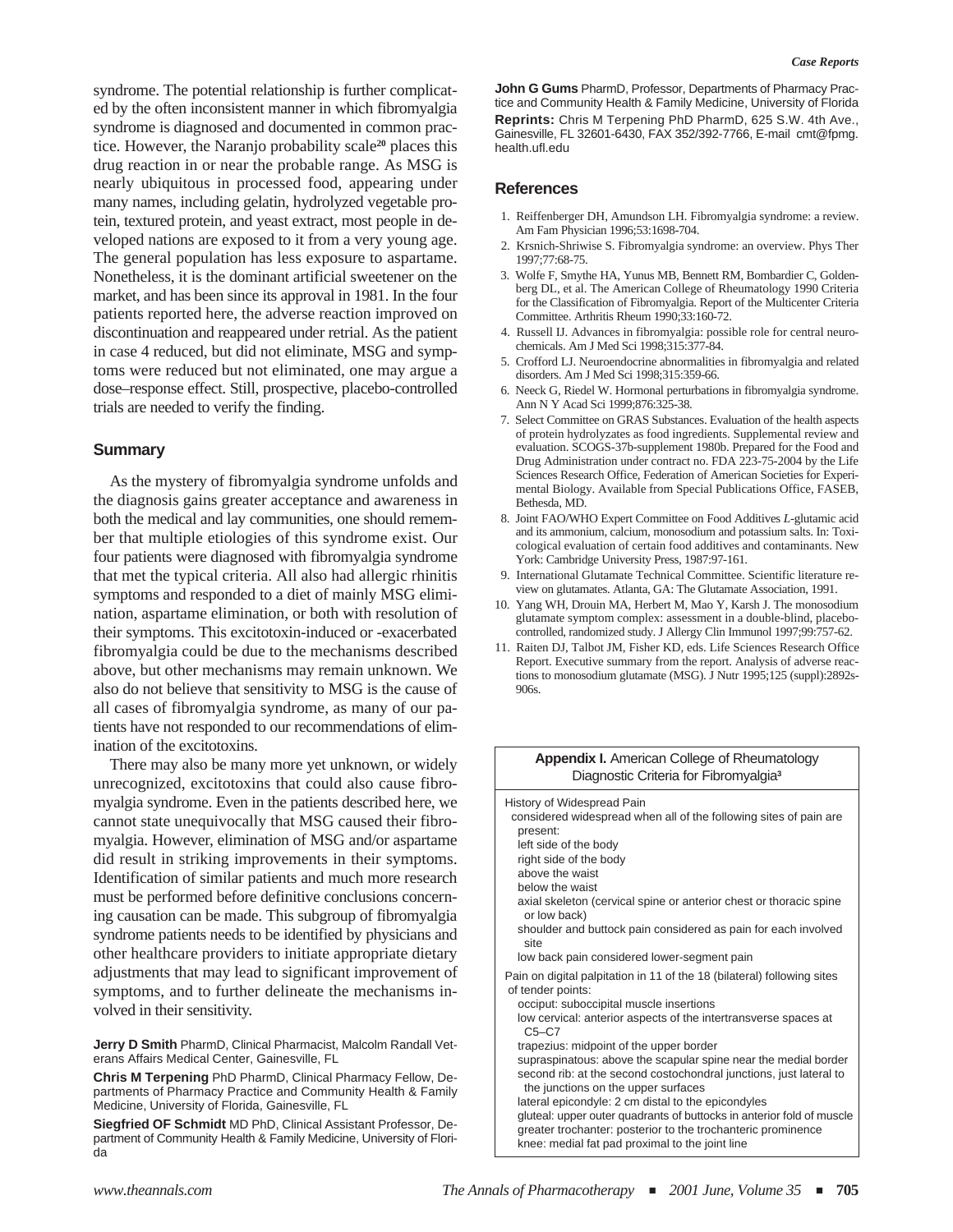syndrome. The potential relationship is further complicated by the often inconsistent manner in which fibromyalgia syndrome is diagnosed and documented in common practice. However, the Naranjo probability scale[20] places this drug reaction in or near the probable range. As MSG is nearly ubiquitous in processed food, appearing under many names, including gelatin, hydrolyzed vegetable protein, textured protein, and yeast extract, most people in developed nations are exposed to it from a very young age. The general population has less exposure to aspartame. Nonetheless, it is the dominant artificial sweetener on the market, and has been since its approval in 1981. In the four patients reported here, the adverse reaction improved on discontinuation and reappeared under retrial. As the patient in case 4 reduced, but did not eliminate, MSG and symptoms were reduced but not eliminated, one may argue a dose–response effect. Still, prospective, placebo-controlled trials are needed to verify the finding.

## Summary

As the mystery of fibromyalgia syndrome unfolds and the diagnosis gains greater acceptance and awareness in both the medical and lay communities, one should remember that multiple etiologies of this syndrome exist. Our four patients were diagnosed with fibromyalgia syndrome that met the typical criteria. All also had allergic rhinitis symptoms and responded to a diet of mainly MSG elimination, aspartame elimination, or both with resolution of their symptoms. This excitotoxin-induced or -exacerbated fibromyalgia could be due to the mechanisms described above, but other mechanisms may remain unknown. We also do not believe that sensitivity to MSG is the cause of all cases of fibromyalgia syndrome, as many of our patients have not responded to our recommendations of elimination of the excitotoxins.

There may also be many more yet unknown, or widely unrecognized, excitotoxins that could also cause fibromyalgia syndrome. Even in the patients described here, we cannot state unequivocally that MSG caused their fibromyalgia. However, elimination of MSG and/or aspartame did result in striking improvements in their symptoms. Identification of similar patients and much more research must be performed before definitive conclusions concerning causation can be made. This subgroup of fibromyalgia syndrome patients needs to be identified by physicians and other healthcare providers to initiate appropriate dietary adjustments that may lead to significant improvement of symptoms, and to further delineate the mechanisms involved in their sensitivity.

**Jerry D Smith** PharmD, Clinical Pharmacist, Malcolm Randall Veterans Affairs Medical Center, Gainesville, FL

**Chris M Terpening** PhD PharmD, Clinical Pharmacy Fellow, Departments of Pharmacy Practice and Community Health & Family Medicine, University of Florida, Gainesville, FL

**Siegfried OF Schmidt** MD PhD, Clinical Assistant Professor, Department of Community Health & Family Medicine, University of Florida

**John G Gums** PharmD, Professor, Departments of Pharmacy Practice and Community Health & Family Medicine, University of Florida

**Reprints:** Chris M Terpening PhD PharmD, 625 S.W. 4th Ave., Gainesville, FL 32601-6430, FAX 352/392-7766, E-mail cmt@fpmg.health.ufl.edu

## References

1. Reiffenberger DH, Amundson LH. Fibromyalgia syndrome: a review. Am Fam Physician 1996;53:1698-704.
2. Krsnich-Shriwise S. Fibromyalgia syndrome: an overview. Phys Ther 1997;77:68-75.
3. Wolfe F, Smythe HA, Yunus MB, Bennett RM, Bombardier C, Goldenberg DL, et al. The American College of Rheumatology 1990 Criteria for the Classification of Fibromyalgia. Report of the Multicenter Criteria Committee. Arthritis Rheum 1990;33:160-72.
4. Russell IJ. Advances in fibromyalgia: possible role for central neurochemicals. Am J Med Sci 1998;315:377-84.
5. Crofford LJ. Neuroendocrine abnormalities in fibromyalgia and related disorders. Am J Med Sci 1998;315:359-66.
6. Neeck G, Riedel W. Hormonal perturbations in fibromyalgia syndrome. Ann N Y Acad Sci 1999;876:325-38.
7. Select Committee on GRAS Substances. Evaluation of the health aspects of protein hydrolyzates as food ingredients. Supplemental review and evaluation. SCOGS-37b-supplement 1980b. Prepared for the Food and Drug Administration under contract no. FDA 223-75-2004 by the Life Sciences Research Office, Federation of American Societies for Experimental Biology. Available from Special Publications Office, FASEB, Bethesda, MD.
8. Joint FAO/WHO Expert Committee on Food Additives *L*-glutamic acid and its ammonium, calcium, monosodium and potassium salts. In: Toxicological evaluation of certain food additives and contaminants. New York: Cambridge University Press, 1987:97-161.
9. International Glutamate Technical Committee. Scientific literature review on glutamates. Atlanta, GA: The Glutamate Association, 1991.
10. Yang WH, Drouin MA, Herbert M, Mao Y, Karsh J. The monosodium glutamate symptom complex: assessment in a double-blind, placebo-controlled, randomized study. J Allergy Clin Immunol 1997;99:757-62.
11. Raiten DJ, Talbot JM, Fisher KD, eds. Life Sciences Research Office Report. Executive summary from the report. Analysis of adverse reactions to monosodium glutamate (MSG). J Nutr 1995;125 (suppl):2892s-906s.

**Appendix I.** American College of Rheumatology Diagnostic Criteria for Fibromyalgia[3]

History of Widespread Pain
- considered widespread when all of the following sites of pain are present:
  - left side of the body
  - right side of the body
  - above the waist
  - below the waist
  - axial skeleton (cervical spine or anterior chest or thoracic spine or low back)
  - shoulder and buttock pain considered as pain for each involved site
  - low back pain considered lower-segment pain

Pain on digital palpitation in 11 of the 18 (bilateral) following sites of tender points:
- occiput: suboccipital muscle insertions
- low cervical: anterior aspects of the intertransverse spaces at C5–C7
- trapezius: midpoint of the upper border
- supraspinatous: above the scapular spine near the medial border
- second rib: at the second costochondral junctions, just lateral to the junctions on the upper surfaces
- lateral epicondyle: 2 cm distal to the epicondyles
- gluteal: upper outer quadrants of buttocks in anterior fold of muscle
- greater trochanter: posterior to the trochanteric prominence
- knee: medial fat pad proximal to the joint line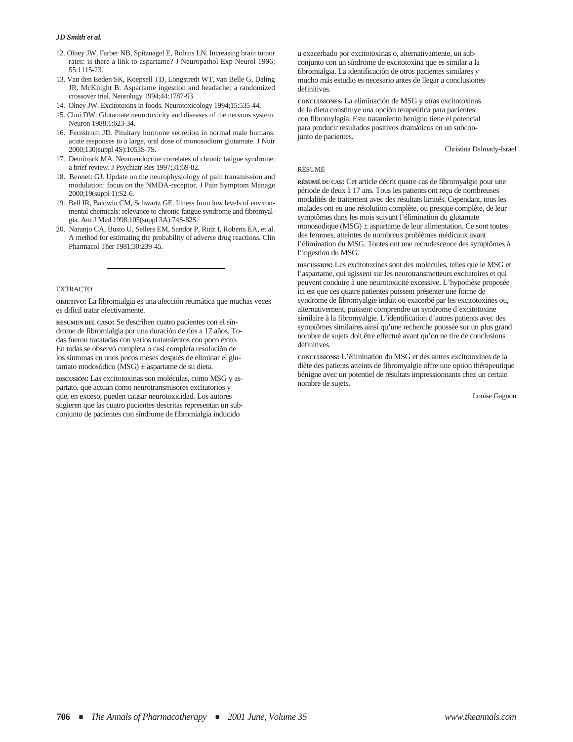12. Olney JW, Farber NB, Spitznagel E, Robins LN. Increasing brain tumor rates: is there a link to aspartame? J Neuropathol Exp Neurol 1996; 55:1115-23.
13. Van den Eeden SK, Koepsell TD, Longstreth WT, van Belle G, Daling JR, McKnight B. Aspartame ingestion and headache: a randomized crossover trial. Neurology 1994;44:1787-93.
14. Olney JW. Excitotoxins in foods. Neurotoxicology 1994;15:535-44.
15. Choi DW. Glutamate neurotoxicity and diseases of the nervous system. Neuron 1988;1:623-34.
16. Fernstrom JD. Pituitary hormone secretion in normal male humans: acute responses to a large, oral dose of monosodium glutamate. J Nutr 2000;130(suppl 4S):1053S-7S.
17. Demitrack MA. Neuroendocrine correlates of chronic fatigue syndrome: a brief review. J Psychiatr Res 1997;31:69-82.
18. Bennett GJ. Update on the neurophysiology of pain transmission and modulation: focus on the NMDA-receptor. J Pain Symptom Manage 2000;19(suppl 1):S2-6.
19. Bell IR, Baldwin CM, Schwartz GE. Illness from low levels of environmental chemicals: relevance to chronic fatigue syndrome and fibromyalgia. Am J Med 1998;105(suppl 3A):74S-82S.
20. Naranjo CA, Busto U, Sellers EM, Sandor P, Ruiz I, Roberts EA, et al. A method for estimating the probability of adverse drug reactions. Clin Pharmacol Ther 1981;30:239-45.

## EXTRACTO

**OBJETIVO:** La fibromialgia es una afección reumática que muchas veces es dificil tratar efectivamente.

**RESUMEN DEL CASO:** Se describen cuatro pacientes con el síndrome de fibromialgia por una duración de dos a 17 años. Todas fueron tratatadas con varios tratamientos con poco éxito. En todas se observó completa o casi completa resolución de los síntomas en unos pocos meses después de eliminar el glutamato modosódico (MSG) ± aspartame de su dieta.

**DISCUSIÓN:** Las excitotoxinas son moléculas, como MSG y aspartato, que actuan como neurotransmisores excitatorios y que, en exceso, pueden causar neurotoxicidad. Los autores sugieren que las cuatro pacientes descritas representan un subconjunto de pacientes con síndrome de fibromialgia inducido u exacerbado por excitotoxinas o, alternativamente, un subconjunto con un síndrome de excitotoxina que es similar a la fibromialgia. La identificación de otros pacientes similares y mucho más estudio es necesario antes de llegar a conclusiones definitivas.

**CONCLUSIONES:** La eliminación de MSG y otras excitotoxinas de la dieta constituye una opción terapeútica para pacientes con fibromylagia. Este tratamiento benigno tiene el potencial para producir resultados positivos dramáticos en un subconjunto de pacientes.

Christina Dalmady-Israel

## RÉSUMÉ

**RÉSUMÉ DU CAS:** Cet article décrit quatre cas de fibromyalgie pour une période de deux à 17 ans. Tous les patients ont reçu de nombreuses modalités de traitement avec des résultats limités. Cependant, tous les malades ont eu une résolution complète, ou presque complète, de leur symptômes dans les mois suivant l'élimination du glutamate monosodique (MSG) ± aspartame de leur alimentation. Ce sont toutes des femmes, atteintes de nombreux problèmes médicaux avant l'élimination du MSG. Toutes ont une recrudescence des symptômes à l'ingestion du MSG.

**DISCUSSION:** Les excitotoxines sont des molécules, telles que le MSG et l'aspartame, qui agissent sur les neurotransmetteurs excitatoires et qui peuvent conduire à une neurotoxicité excessive. L'hypothèse proposée ici est que ces quatre patientes puissent présenter une forme de syndrome de fibromyalgie induit ou exacerbé par les excitotoxines ou, alternativement, puissent comprendre un syndrome d'excitotoxine similaire à la fibromyalgie. L'identification d'autres patients avec des symptômes similaires ainsi qu'une recherche poussée sur un plus grand nombre de sujets doit être effectué avant qu'on ne tire de conclusions définitives.

**CONCLUSIONS:** L'élimination du MSG et des autres excitotoxines de la diète des patients atteints de fibromyalgie offre une option thérapeutique bénigne avec un potentiel de résultats impressionnants chez un certain nombre de sujets.

Louise Gagnon